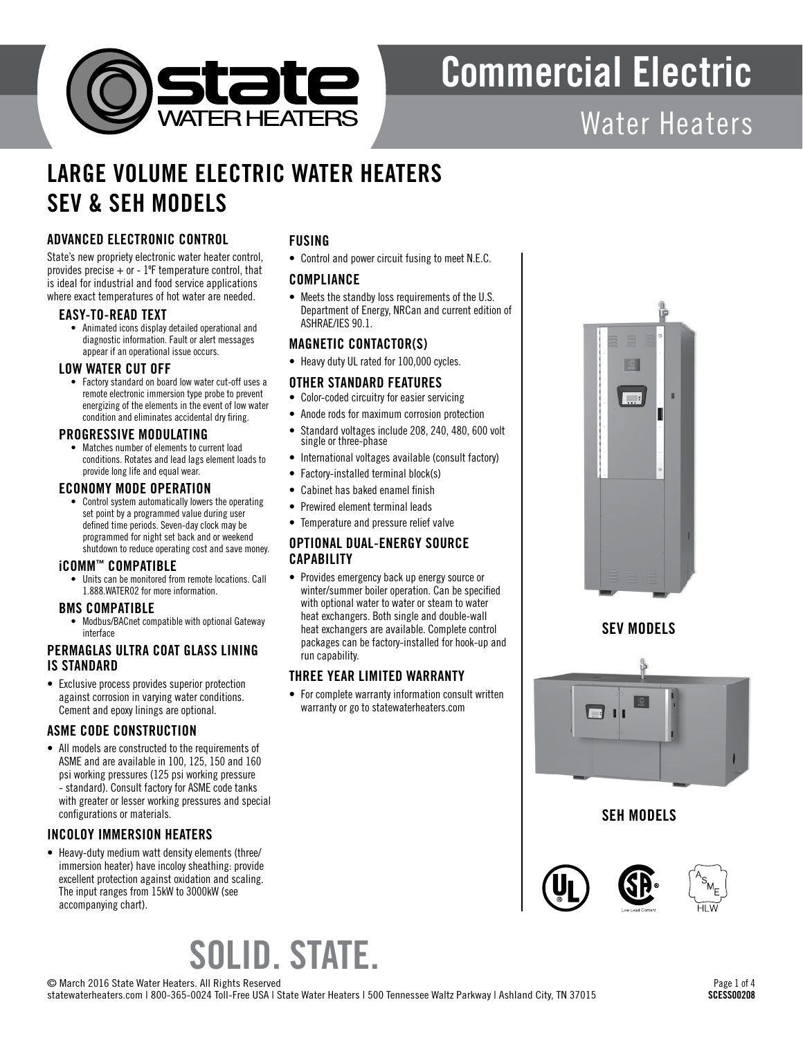# Commercial Electric

## Water Heaters

# LARGE VOLUME ELECTRIC WATER HEATERS SEV & SEH MODELS

### ADVANCED ELECTRONIC CONTROL

State's new propriety electronic water heater control, provides precise + or - 1ºF temperature control, that is ideal for industrial and food service applications where exact temperatures of hot water are needed.

#### EASY-TO-READ TEXT

- Animated icons display detailed operational and diagnostic information. Fault or alert messages appear if an operational issue occurs.

#### LOW WATER CUT OFF

- Factory standard on board low water cut-off uses a remote electronic immersion type probe to prevent energizing of the elements in the event of low water condition and eliminates accidental dry firing.

#### PROGRESSIVE MODULATING

- Matches number of elements to current load conditions. Rotates and lead lags element loads to provide long life and equal wear.

#### ECONOMY MODE OPERATION

- Control system automatically lowers the operating set point by a programmed value during user defined time periods. Seven-day clock may be programmed for night set back and or weekend shutdown to reduce operating cost and save money.

#### iCOMM™ COMPATIBLE

- Units can be monitored from remote locations. Call 1.888.WATER02 for more information.

#### BMS COMPATIBLE

- Modbus/BACnet compatible with optional Gateway interface

### PERMAGLAS ULTRA COAT GLASS LINING IS STANDARD

- Exclusive process provides superior protection against corrosion in varying water conditions. Cement and epoxy linings are optional.

### ASME CODE CONSTRUCTION

- All models are constructed to the requirements of ASME and are available in 100, 125, 150 and 160 psi working pressures (125 psi working pressure - standard). Consult factory for ASME code tanks with greater or lesser working pressures and special configurations or materials.

### INCOLOY IMMERSION HEATERS

- Heavy-duty medium watt density elements (three/ immersion heater) have incoloy sheathing: provide excellent protection against oxidation and scaling. The input ranges from 15kW to 3000kW (see accompanying chart).

### FUSING

- Control and power circuit fusing to meet N.E.C.

### COMPLIANCE

- Meets the standby loss requirements of the U.S. Department of Energy, NRCan and current edition of ASHRAE/IES 90.1.

### MAGNETIC CONTACTOR(S)

- Heavy duty UL rated for 100,000 cycles.

### OTHER STANDARD FEATURES

- Color-coded circuitry for easier servicing
- Anode rods for maximum corrosion protection
- Standard voltages include 208, 240, 480, 600 volt single or three-phase
- International voltages available (consult factory)
- Factory-installed terminal block(s)
- Cabinet has baked enamel finish
- Prewired element terminal leads
- Temperature and pressure relief valve

### OPTIONAL DUAL-ENERGY SOURCE CAPABILITY

- Provides emergency back up energy source or winter/summer boiler operation. Can be specified with optional water to water or steam to water heat exchangers. Both single and double-wall heat exchangers are available. Complete control packages can be factory-installed for hook-up and run capability.

### THREE YEAR LIMITED WARRANTY

- For complete warranty information consult written warranty or go to statewaterheaters.com

**SEV MODELS**

**SEH MODELS**

# SOLID. STATE.

© March 2016 State Water Heaters. All Rights Reserved
statewaterheaters.com | 800-365-0024 Toll-Free USA | State Water Heaters | 500 Tennessee Waltz Parkway | Ashland City, TN 37015

SCESS00208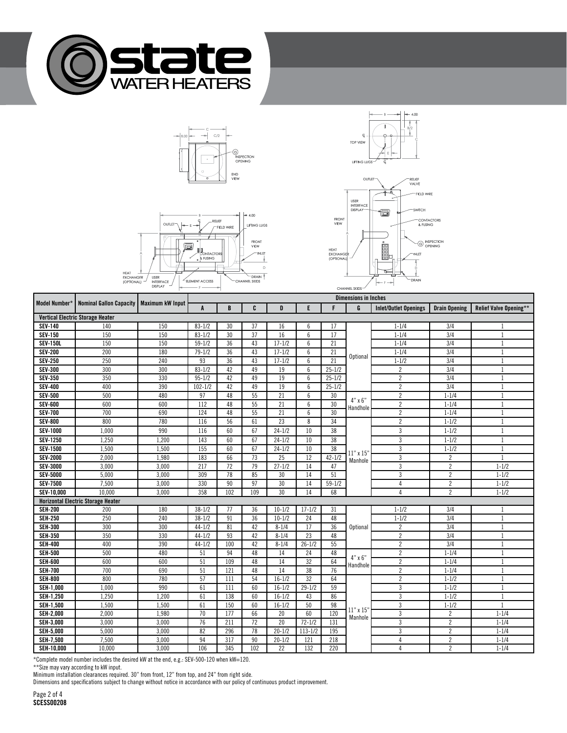| Model Number* | Nominal Gallon Capacity | Maximum kW Input | Dimensions in Inches | | | | | | | | | |
|---|---|---|---|---|---|---|---|---|---|---|---|---|
| | | | A | B | C | D | E | F | G | Inlet/Outlet Openings | Drain Opening | Relief Valve Opening** |
| **Vertical Electric Storage Heater** | | | | | | | | | | | | |
| **SEV-140** | 140 | 150 | 83-1/2 | 30 | 37 | 16 | 6 | 17 | Optional | 1-1/4 | 3/4 | 1 |
| **SEV-150** | 150 | 150 | 83-1/2 | 30 | 37 | 16 | 6 | 17 | Optional | 1-1/4 | 3/4 | 1 |
| **SEV-150L** | 150 | 150 | 59-1/2 | 36 | 43 | 17-1/2 | 6 | 21 | Optional | 1-1/4 | 3/4 | 1 |
| **SEV-200** | 200 | 180 | 79-1/2 | 36 | 43 | 17-1/2 | 6 | 21 | Optional | 1-1/4 | 3/4 | 1 |
| **SEV-250** | 250 | 240 | 93 | 36 | 43 | 17-1/2 | 6 | 21 | Optional | 1-1/2 | 3/4 | 1 |
| **SEV-300** | 300 | 300 | 83-1/2 | 42 | 49 | 19 | 6 | 25-1/2 | Optional | 2 | 3/4 | 1 |
| **SEV-350** | 350 | 330 | 95-1/2 | 42 | 49 | 19 | 6 | 25-1/2 | Optional | 2 | 3/4 | 1 |
| **SEV-400** | 400 | 390 | 102-1/2 | 42 | 49 | 19 | 6 | 25-1/2 | Optional | 2 | 3/4 | 1 |
| **SEV-500** | 500 | 480 | 97 | 48 | 55 | 21 | 6 | 30 | 4" x 6" Handhole | 2 | 1-1/4 | 1 |
| **SEV-600** | 600 | 600 | 112 | 48 | 55 | 21 | 6 | 30 | 4" x 6" Handhole | 2 | 1-1/4 | 1 |
| **SEV-700** | 700 | 690 | 124 | 48 | 55 | 21 | 6 | 30 | 4" x 6" Handhole | 2 | 1-1/4 | 1 |
| **SEV-800** | 800 | 780 | 116 | 56 | 61 | 23 | 8 | 34 | 11" x 15" Manhole | 2 | 1-1/2 | 1 |
| **SEV-1000** | 1,000 | 990 | 116 | 60 | 67 | 24-1/2 | 10 | 38 | 11" x 15" Manhole | 3 | 1-1/2 | 1 |
| **SEV-1250** | 1,250 | 1,200 | 143 | 60 | 67 | 24-1/2 | 10 | 38 | 11" x 15" Manhole | 3 | 1-1/2 | 1 |
| **SEV-1500** | 1,500 | 1,500 | 155 | 60 | 67 | 24-1/2 | 10 | 38 | 11" x 15" Manhole | 3 | 1-1/2 | 1 |
| **SEV-2000** | 2,000 | 1,980 | 183 | 66 | 73 | 25 | 12 | 42-1/2 | 11" x 15" Manhole | 3 | 2 | 1 |
| **SEV-3000** | 3,000 | 3,000 | 217 | 72 | 79 | 27-1/2 | 14 | 47 | 11" x 15" Manhole | 3 | 2 | 1-1/2 |
| **SEV-5000** | 5,000 | 3,000 | 309 | 78 | 85 | 30 | 14 | 51 | 11" x 15" Manhole | 3 | 2 | 1-1/2 |
| **SEV-7500** | 7,500 | 3,000 | 330 | 90 | 97 | 30 | 14 | 59-1/2 | 11" x 15" Manhole | 4 | 2 | 1-1/2 |
| **SEV-10,000** | 10,000 | 3,000 | 358 | 102 | 109 | 30 | 14 | 68 | 11" x 15" Manhole | 4 | 2 | 1-1/2 |
| **Horizontal Electric Storage Heater** | | | | | | | | | | | | |
| **SEH-200** | 200 | 180 | 38-1/2 | 77 | 36 | 10-1/2 | 17-1/2 | 31 | Optional | 1-1/2 | 3/4 | 1 |
| **SEH-250** | 250 | 240 | 38-1/2 | 91 | 36 | 10-1/2 | 24 | 48 | Optional | 1-1/2 | 3/4 | 1 |
| **SEH-300** | 300 | 300 | 44-1/2 | 81 | 42 | 8-1/4 | 17 | 36 | Optional | 2 | 3/4 | 1 |
| **SEH-350** | 350 | 330 | 44-1/2 | 93 | 42 | 8-1/4 | 23 | 48 | Optional | 2 | 3/4 | 1 |
| **SEH-400** | 400 | 390 | 44-1/2 | 100 | 42 | 8-1/4 | 26-1/2 | 55 | Optional | 2 | 3/4 | 1 |
| **SEH-500** | 500 | 480 | 51 | 94 | 48 | 14 | 24 | 48 | 4" x 6" Handhole | 2 | 1-1/4 | 1 |
| **SEH-600** | 600 | 600 | 51 | 109 | 48 | 14 | 32 | 64 | 4" x 6" Handhole | 2 | 1-1/4 | 1 |
| **SEH-700** | 700 | 690 | 51 | 121 | 48 | 14 | 38 | 76 | 4" x 6" Handhole | 2 | 1-1/4 | 1 |
| **SEH-800** | 800 | 780 | 57 | 111 | 54 | 16-1/2 | 32 | 64 | 11" x 15" Manhole | 2 | 1-1/2 | 1 |
| **SEH-1,000** | 1,000 | 990 | 61 | 111 | 60 | 16-1/2 | 29-1/2 | 59 | 11" x 15" Manhole | 3 | 1-1/2 | 1 |
| **SEH-1,250** | 1,250 | 1,200 | 61 | 138 | 60 | 16-1/2 | 43 | 86 | 11" x 15" Manhole | 3 | 1-1/2 | 1 |
| **SEH-1,500** | 1,500 | 1,500 | 61 | 150 | 60 | 16-1/2 | 50 | 98 | 11" x 15" Manhole | 3 | 1-1/2 | 1 |
| **SEH-2,000** | 2,000 | 1,980 | 70 | 177 | 66 | 20 | 60 | 120 | 11" x 15" Manhole | 3 | 2 | 1-1/4 |
| **SEH-3,000** | 3,000 | 3,000 | 76 | 211 | 72 | 20 | 72-1/2 | 131 | 11" x 15" Manhole | 3 | 2 | 1-1/4 |
| **SEH-5,000** | 5,000 | 3,000 | 82 | 296 | 78 | 20-1/2 | 113-1/2 | 195 | 11" x 15" Manhole | 3 | 2 | 1-1/4 |
| **SEH-7,500** | 7,500 | 3,000 | 94 | 317 | 90 | 20-1/2 | 121 | 218 | 11" x 15" Manhole | 4 | 2 | 1-1/4 |
| **SEH-10,000** | 10,000 | 3,000 | 106 | 345 | 102 | 22 | 132 | 220 | 11" x 15" Manhole | 4 | 2 | 1-1/4 |

*Complete model number includes the desired kW at the end, e.g.: SEV-500-120 when kW=120.

**Size may vary according to kW input.

Minimum installation clearances required. 30" from front, 12" from top, and 24" from right side.

Dimensions and specifications subject to change without notice in accordance with our policy of continuous product improvement.

**SCESS00208**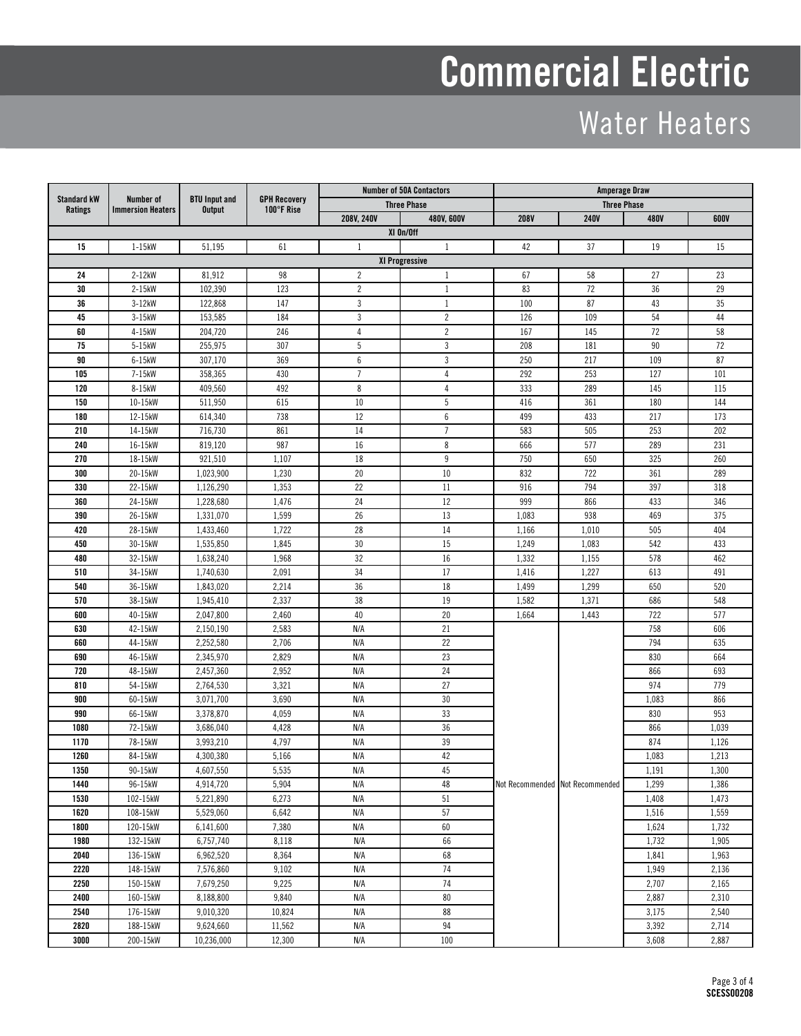# Commercial Electric

## Water Heaters

| Standard kW Ratings | Number of Immersion Heaters | BTU Input and Output | GPH Recovery 100°F Rise | Number of 50A Contactors | | Amperage Draw | | | |
|---|---|---|---|---|---|---|---|---|---|
| | | | | Three Phase | | Three Phase | | | |
| | | | | 208V, 240V | 480V, 600V | 208V | 240V | 480V | 600V |
| **XI On/Off** | | | | | | | | | |
| **15** | 1-15kW | 51,195 | 61 | 1 | 1 | 42 | 37 | 19 | 15 |
| **XI Progressive** | | | | | | | | | |
| **24** | 2-12kW | 81,912 | 98 | 2 | 1 | 67 | 58 | 27 | 23 |
| **30** | 2-15kW | 102,390 | 123 | 2 | 1 | 83 | 72 | 36 | 29 |
| **36** | 3-12kW | 122,868 | 147 | 3 | 1 | 100 | 87 | 43 | 35 |
| **45** | 3-15kW | 153,585 | 184 | 3 | 2 | 126 | 109 | 54 | 44 |
| **60** | 4-15kW | 204,720 | 246 | 4 | 2 | 167 | 145 | 72 | 58 |
| **75** | 5-15kW | 255,975 | 307 | 5 | 3 | 208 | 181 | 90 | 72 |
| **90** | 6-15kW | 307,170 | 369 | 6 | 3 | 250 | 217 | 109 | 87 |
| **105** | 7-15kW | 358,365 | 430 | 7 | 4 | 292 | 253 | 127 | 101 |
| **120** | 8-15kW | 409,560 | 492 | 8 | 4 | 333 | 289 | 145 | 115 |
| **150** | 10-15kW | 511,950 | 615 | 10 | 5 | 416 | 361 | 180 | 144 |
| **180** | 12-15kW | 614,340 | 738 | 12 | 6 | 499 | 433 | 217 | 173 |
| **210** | 14-15kW | 716,730 | 861 | 14 | 7 | 583 | 505 | 253 | 202 |
| **240** | 16-15kW | 819,120 | 987 | 16 | 8 | 666 | 577 | 289 | 231 |
| **270** | 18-15kW | 921,510 | 1,107 | 18 | 9 | 750 | 650 | 325 | 260 |
| **300** | 20-15kW | 1,023,900 | 1,230 | 20 | 10 | 832 | 722 | 361 | 289 |
| **330** | 22-15kW | 1,126,290 | 1,353 | 22 | 11 | 916 | 794 | 397 | 318 |
| **360** | 24-15kW | 1,228,680 | 1,476 | 24 | 12 | 999 | 866 | 433 | 346 |
| **390** | 26-15kW | 1,331,070 | 1,599 | 26 | 13 | 1,083 | 938 | 469 | 375 |
| **420** | 28-15kW | 1,433,460 | 1,722 | 28 | 14 | 1,166 | 1,010 | 505 | 404 |
| **450** | 30-15kW | 1,535,850 | 1,845 | 30 | 15 | 1,249 | 1,083 | 542 | 433 |
| **480** | 32-15kW | 1,638,240 | 1,968 | 32 | 16 | 1,332 | 1,155 | 578 | 462 |
| **510** | 34-15kW | 1,740,630 | 2,091 | 34 | 17 | 1,416 | 1,227 | 613 | 491 |
| **540** | 36-15kW | 1,843,020 | 2,214 | 36 | 18 | 1,499 | 1,299 | 650 | 520 |
| **570** | 38-15kW | 1,945,410 | 2,337 | 38 | 19 | 1,582 | 1,371 | 686 | 548 |
| **600** | 40-15kW | 2,047,800 | 2,460 | 40 | 20 | 1,664 | 1,443 | 722 | 577 |
| **630** | 42-15kW | 2,150,190 | 2,583 | N/A | 21 | Not Recommended | Not Recommended | 758 | 606 |
| **660** | 44-15kW | 2,252,580 | 2,706 | N/A | 22 | | | 794 | 635 |
| **690** | 46-15kW | 2,345,970 | 2,829 | N/A | 23 | | | 830 | 664 |
| **720** | 48-15kW | 2,457,360 | 2,952 | N/A | 24 | | | 866 | 693 |
| **810** | 54-15kW | 2,764,530 | 3,321 | N/A | 27 | | | 974 | 779 |
| **900** | 60-15kW | 3,071,700 | 3,690 | N/A | 30 | | | 1,083 | 866 |
| **990** | 66-15kW | 3,378,870 | 4,059 | N/A | 33 | | | 830 | 953 |
| **1080** | 72-15kW | 3,686,040 | 4,428 | N/A | 36 | | | 866 | 1,039 |
| **1170** | 78-15kW | 3,993,210 | 4,797 | N/A | 39 | | | 874 | 1,126 |
| **1260** | 84-15kW | 4,300,380 | 5,166 | N/A | 42 | | | 1,083 | 1,213 |
| **1350** | 90-15kW | 4,607,550 | 5,535 | N/A | 45 | | | 1,191 | 1,300 |
| **1440** | 96-15kW | 4,914,720 | 5,904 | N/A | 48 | | | 1,299 | 1,386 |
| **1530** | 102-15kW | 5,221,890 | 6,273 | N/A | 51 | | | 1,408 | 1,473 |
| **1620** | 108-15kW | 5,529,060 | 6,642 | N/A | 57 | | | 1,516 | 1,559 |
| **1800** | 120-15kW | 6,141,600 | 7,380 | N/A | 60 | | | 1,624 | 1,732 |
| **1980** | 132-15kW | 6,757,740 | 8,118 | N/A | 66 | | | 1,732 | 1,905 |
| **2040** | 136-15kW | 6,962,520 | 8,364 | N/A | 68 | | | 1,841 | 1,963 |
| **2220** | 148-15kW | 7,576,860 | 9,102 | N/A | 74 | | | 1,949 | 2,136 |
| **2250** | 150-15kW | 7,679,250 | 9,225 | N/A | 74 | | | 2,707 | 2,165 |
| **2400** | 160-15kW | 8,188,800 | 9,840 | N/A | 80 | | | 2,887 | 2,310 |
| **2540** | 176-15kW | 9,010,320 | 10,824 | N/A | 88 | | | 3,175 | 2,540 |
| **2820** | 188-15kW | 9,624,660 | 11,562 | N/A | 94 | | | 3,392 | 2,714 |
| **3000** | 200-15kW | 10,236,000 | 12,300 | N/A | 100 | | | 3,608 | 2,887 |

**SCESS00208**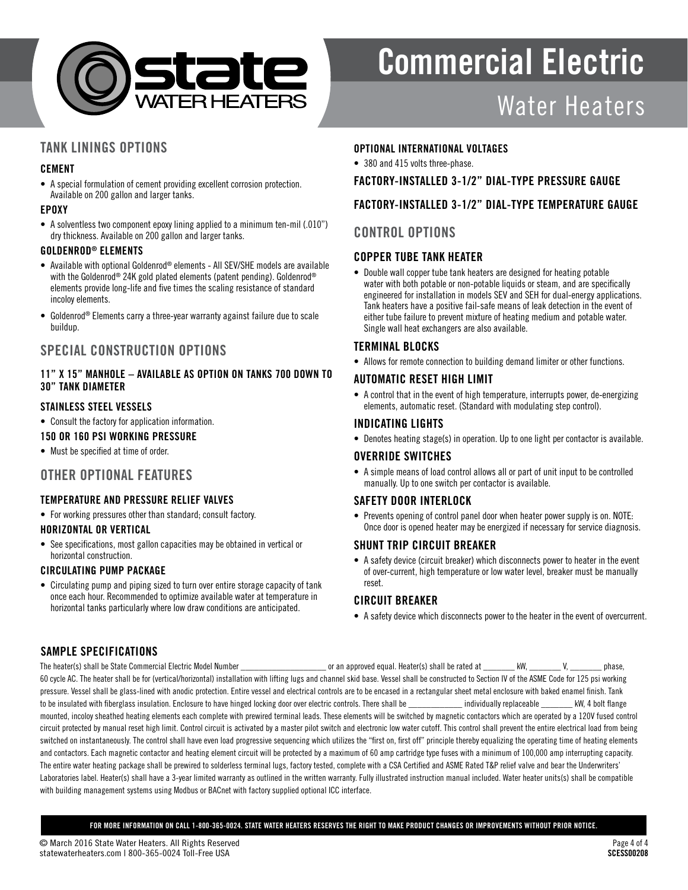# Commercial Electric

## Water Heaters

## TANK LININGS OPTIONS

### CEMENT

- A special formulation of cement providing excellent corrosion protection. Available on 200 gallon and larger tanks.

### EPOXY

- A solventless two component epoxy lining applied to a minimum ten-mil (.010") dry thickness. Available on 200 gallon and larger tanks.

### GOLDENROD® ELEMENTS

- Available with optional Goldenrod® elements - All SEV/SHE models are available with the Goldenrod® 24K gold plated elements (patent pending). Goldenrod® elements provide long-life and five times the scaling resistance of standard incoloy elements.
- Goldenrod® Elements carry a three-year warranty against failure due to scale buildup.

## SPECIAL CONSTRUCTION OPTIONS

### 11" X 15" MANHOLE – AVAILABLE AS OPTION ON TANKS 700 DOWN TO 30" TANK DIAMETER

### STAINLESS STEEL VESSELS

- Consult the factory for application information.

### 150 OR 160 PSI WORKING PRESSURE

- Must be specified at time of order.

## OTHER OPTIONAL FEATURES

### TEMPERATURE AND PRESSURE RELIEF VALVES

- For working pressures other than standard; consult factory.

### HORIZONTAL OR VERTICAL

- See specifications, most gallon capacities may be obtained in vertical or horizontal construction.

### CIRCULATING PUMP PACKAGE

- Circulating pump and piping sized to turn over entire storage capacity of tank once each hour. Recommended to optimize available water at temperature in horizontal tanks particularly where low draw conditions are anticipated.

### OPTIONAL INTERNATIONAL VOLTAGES

- 380 and 415 volts three-phase.

### FACTORY-INSTALLED 3-1/2" DIAL-TYPE PRESSURE GAUGE

### FACTORY-INSTALLED 3-1/2" DIAL-TYPE TEMPERATURE GAUGE

## CONTROL OPTIONS

### COPPER TUBE TANK HEATER

- Double wall copper tube tank heaters are designed for heating potable water with both potable or non-potable liquids or steam, and are specifically engineered for installation in models SEV and SEH for dual-energy applications. Tank heaters have a positive fail-safe means of leak detection in the event of either tube failure to prevent mixture of heating medium and potable water. Single wall heat exchangers are also available.

### TERMINAL BLOCKS

- Allows for remote connection to building demand limiter or other functions.

### AUTOMATIC RESET HIGH LIMIT

- A control that in the event of high temperature, interrupts power, de-energizing elements, automatic reset. (Standard with modulating step control).

### INDICATING LIGHTS

- Denotes heating stage(s) in operation. Up to one light per contactor is available.

### OVERRIDE SWITCHES

- A simple means of load control allows all or part of unit input to be controlled manually. Up to one switch per contactor is available.

### SAFETY DOOR INTERLOCK

- Prevents opening of control panel door when heater power supply is on. NOTE: Once door is opened heater may be energized if necessary for service diagnosis.

### SHUNT TRIP CIRCUIT BREAKER

- A safety device (circuit breaker) which disconnects power to heater in the event of over-current, high temperature or low water level, breaker must be manually reset.

### CIRCUIT BREAKER

- A safety device which disconnects power to the heater in the event of overcurrent.

## SAMPLE SPECIFICATIONS

The heater(s) shall be State Commercial Electric Model Number ____________________ or an approved equal. Heater(s) shall be rated at _______ kW, _______ V, _______ phase, 60 cycle AC. The heater shall be for (vertical/horizontal) installation with lifting lugs and channel skid base. Vessel shall be constructed to Section IV of the ASME Code for 125 psi working pressure. Vessel shall be glass-lined with anodic protection. Entire vessel and electrical controls are to be encased in a rectangular sheet metal enclosure with baked enamel finish. Tank to be insulated with fiberglass insulation. Enclosure to have hinged locking door over electric controls. There shall be ____________ individually replaceable _______ kW, 4 bolt flange mounted, incoloy sheathed heating elements each complete with prewired terminal leads. These elements will be switched by magnetic contactors which are operated by a 120V fused control circuit protected by manual reset high limit. Control circuit is activated by a master pilot switch and electronic low water cutoff. This control shall prevent the entire electrical load from being switched on instantaneously. The control shall have even load progressive sequencing which utilizes the "first on, first off" principle thereby equalizing the operating time of heating elements and contactors. Each magnetic contactor and heating element circuit will be protected by a maximum of 60 amp cartridge type fuses with a minimum of 100,000 amp interrupting capacity. The entire water heating package shall be prewired to solderless terminal lugs, factory tested, complete with a CSA Certified and ASME Rated T&P relief valve and bear the Underwriters' Laboratories label. Heater(s) shall have a 3-year limited warranty as outlined in the written warranty. Fully illustrated instruction manual included. Water heater units(s) shall be compatible with building management systems using Modbus or BACnet with factory supplied optional ICC interface.

FOR MORE INFORMATION ON CALL 1-800-365-0024. STATE WATER HEATERS RESERVES THE RIGHT TO MAKE PRODUCT CHANGES OR IMPROVEMENTS WITHOUT PRIOR NOTICE.

© March 2016 State Water Heaters. All Rights Reserved
statewaterheaters.com | 800-365-0024 Toll-Free USA

SCESS00208